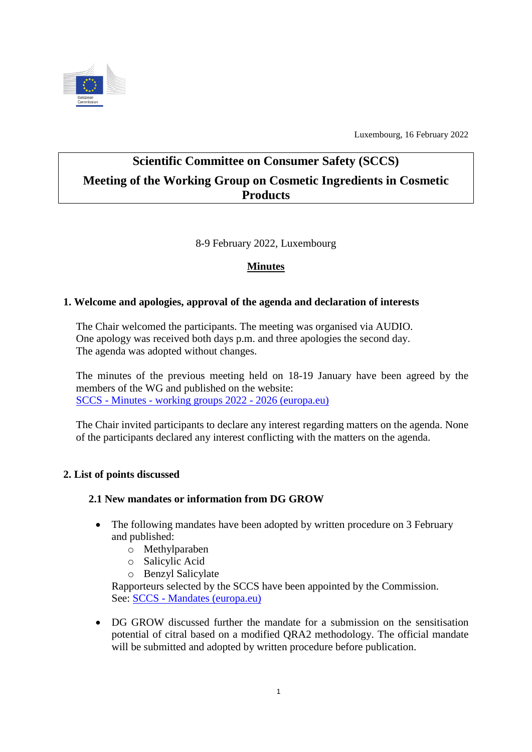Luxembourg, 16 February 2022

# Scientific Committee on Consumer Safety (SCCS)

# Meeting of the Working Group on Cosmetic Ingredients in Cosmetic Products

8-9 February 2022, Luxembourg

**Minutes**

## 1. Welcome and apologies, approval of the agenda and declaration of interests

The Chair welcomed the participants. The meeting was organised via AUDIO.
One apology was received both days p.m. and three apologies the second day.
The agenda was adopted without changes.

The minutes of the previous meeting held on 18-19 January have been agreed by the members of the WG and published on the website:
[SCCS - Minutes - working groups 2022 - 2026 (europa.eu)]

The Chair invited participants to declare any interest regarding matters on the agenda. None of the participants declared any interest conflicting with the matters on the agenda.

## 2. List of points discussed

### 2.1 New mandates or information from DG GROW

- The following mandates have been adopted by written procedure on 3 February and published:
  - Methylparaben
  - Salicylic Acid
  - Benzyl Salicylate

  Rapporteurs selected by the SCCS have been appointed by the Commission.
  See: [SCCS - Mandates (europa.eu)]

- DG GROW discussed further the mandate for a submission on the sensitisation potential of citral based on a modified QRA2 methodology. The official mandate will be submitted and adopted by written procedure before publication.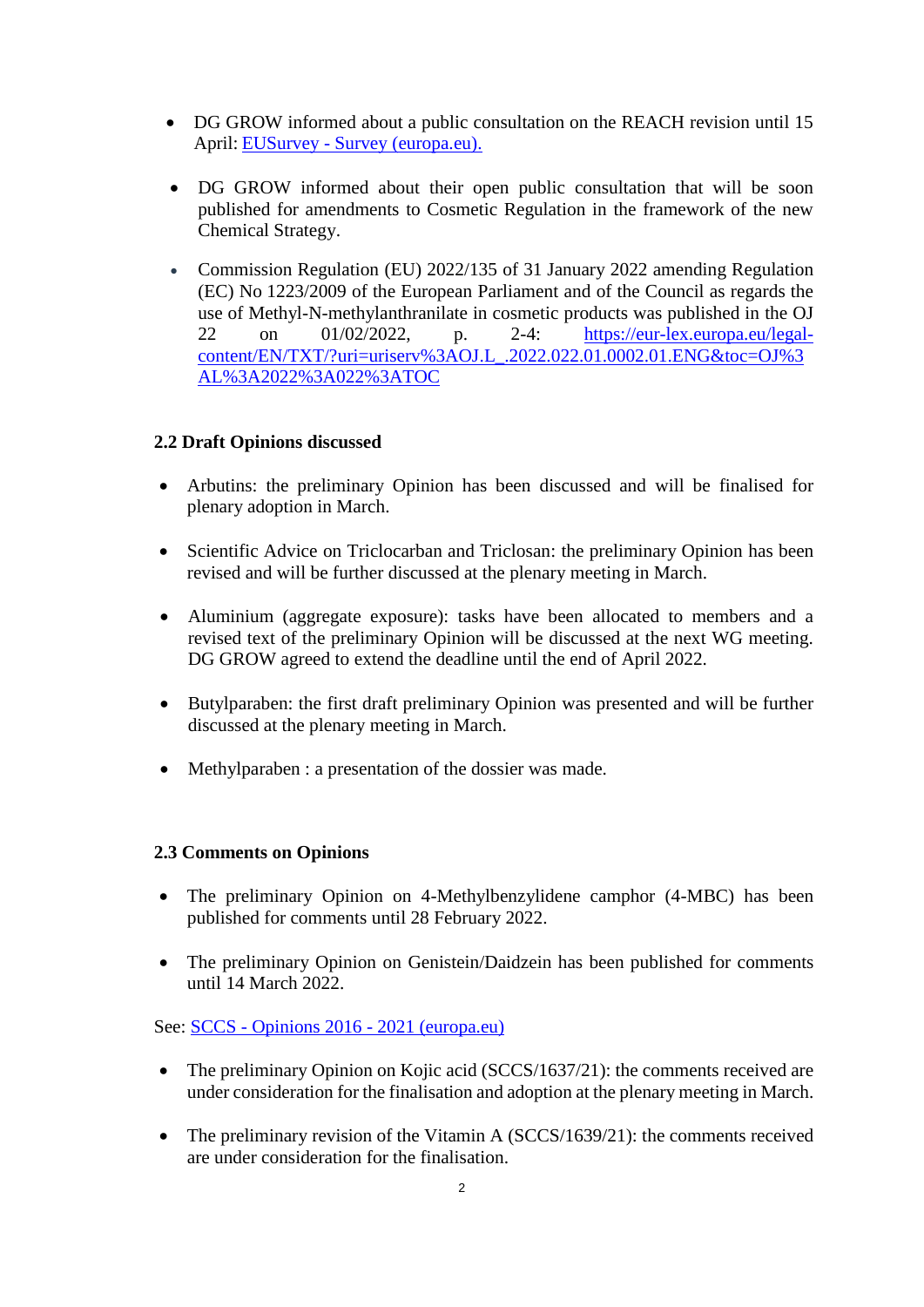- DG GROW informed about a public consultation on the REACH revision until 15 April: [EUSurvey - Survey (europa.eu).]()

- DG GROW informed about their open public consultation that will be soon published for amendments to Cosmetic Regulation in the framework of the new Chemical Strategy.

- Commission Regulation (EU) 2022/135 of 31 January 2022 amending Regulation (EC) No 1223/2009 of the European Parliament and of the Council as regards the use of Methyl-N-methylanthranilate in cosmetic products was published in the OJ 22 on 01/02/2022, p. 2-4: [https://eur-lex.europa.eu/legal-content/EN/TXT/?uri=uriserv%3AOJ.L_.2022.022.01.0002.01.ENG&toc=OJ%3AL%3A2022%3A022%3ATOC](https://eur-lex.europa.eu/legal-content/EN/TXT/?uri=uriserv%3AOJ.L_.2022.022.01.0002.01.ENG&toc=OJ%3AL%3A2022%3A022%3ATOC)

### 2.2 Draft Opinions discussed

- Arbutins: the preliminary Opinion has been discussed and will be finalised for plenary adoption in March.

- Scientific Advice on Triclocarban and Triclosan: the preliminary Opinion has been revised and will be further discussed at the plenary meeting in March.

- Aluminium (aggregate exposure): tasks have been allocated to members and a revised text of the preliminary Opinion will be discussed at the next WG meeting. DG GROW agreed to extend the deadline until the end of April 2022.

- Butylparaben: the first draft preliminary Opinion was presented and will be further discussed at the plenary meeting in March.

- Methylparaben : a presentation of the dossier was made.

### 2.3 Comments on Opinions

- The preliminary Opinion on 4-Methylbenzylidene camphor (4-MBC) has been published for comments until 28 February 2022.

- The preliminary Opinion on Genistein/Daidzein has been published for comments until 14 March 2022.

See: [SCCS - Opinions 2016 - 2021 (europa.eu)]()

- The preliminary Opinion on Kojic acid (SCCS/1637/21): the comments received are under consideration for the finalisation and adoption at the plenary meeting in March.

- The preliminary revision of the Vitamin A (SCCS/1639/21): the comments received are under consideration for the finalisation.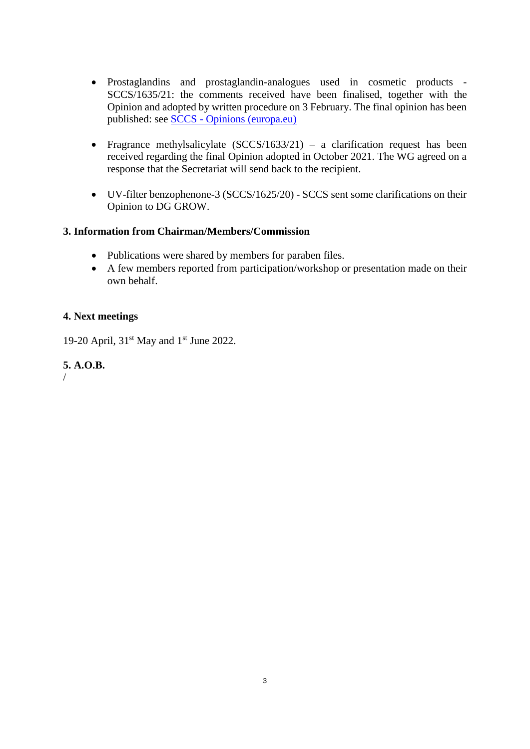- Prostaglandins and prostaglandin-analogues used in cosmetic products - SCCS/1635/21: the comments received have been finalised, together with the Opinion and adopted by written procedure on 3 February. The final opinion has been published: see [SCCS - Opinions (europa.eu)]

- Fragrance methylsalicylate (SCCS/1633/21) – a clarification request has been received regarding the final Opinion adopted in October 2021. The WG agreed on a response that the Secretariat will send back to the recipient.

- UV-filter benzophenone-3 (SCCS/1625/20) - SCCS sent some clarifications on their Opinion to DG GROW.

## 3. Information from Chairman/Members/Commission

- Publications were shared by members for paraben files.
- A few members reported from participation/workshop or presentation made on their own behalf.

## 4. Next meetings

19-20 April, 31st May and 1st June 2022.

## 5. A.O.B.

/